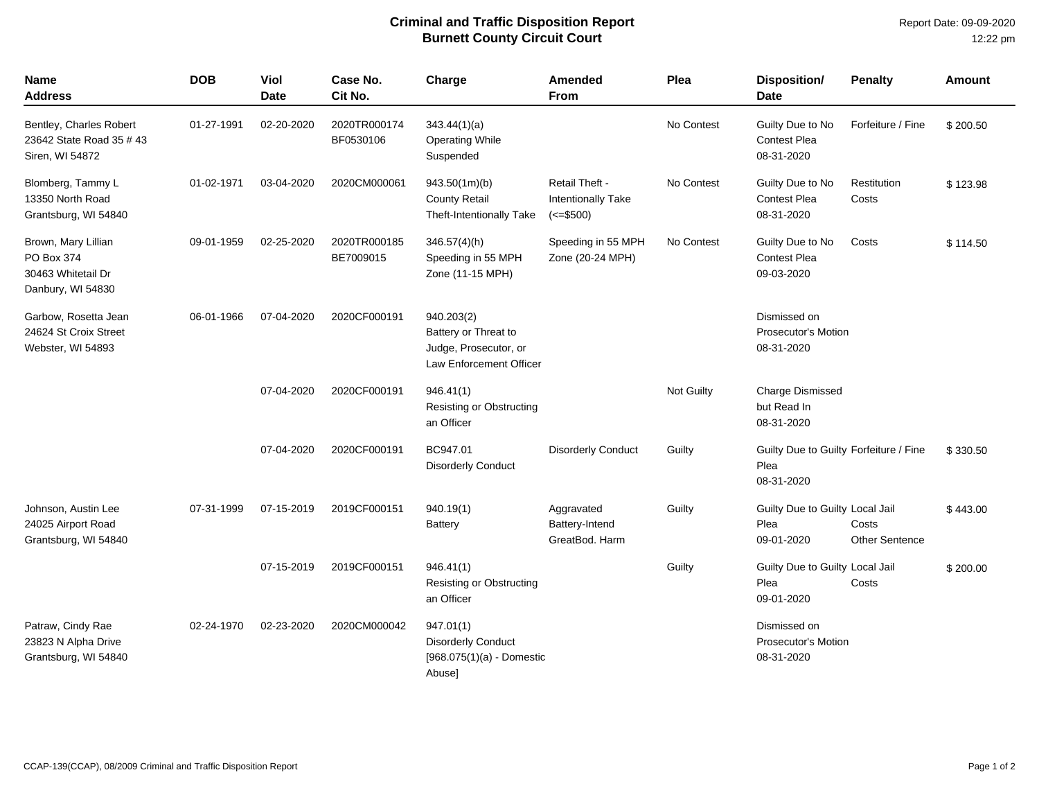## Criminal and Traffic Disposition Report
## Burnett County Circuit Court

Report Date: 09-09-2020
12:22 pm

| Name<br>Address | DOB | Viol Date | Case No.<br>Cit No. | Charge | Amended From | Plea | Disposition/<br>Date | Penalty | Amount |
|---|---|---|---|---|---|---|---|---|---|
| Bentley, Charles Robert<br>23642 State Road 35 # 43<br>Siren, WI 54872 | 01-27-1991 | 02-20-2020 | 2020TR000174<br>BF0530106 | 343.44(1)(a)<br>Operating While Suspended | | No Contest | Guilty Due to No Contest Plea<br>08-31-2020 | Forfeiture / Fine | $ 200.50 |
| Blomberg, Tammy L<br>13350 North Road<br>Grantsburg, WI 54840 | 01-02-1971 | 03-04-2020 | 2020CM000061 | 943.50(1m)(b)<br>County Retail Theft-Intentionally Take | Retail Theft - Intentionally Take (<=$500) | No Contest | Guilty Due to No Contest Plea<br>08-31-2020 | Restitution<br>Costs | $ 123.98 |
| Brown, Mary Lillian<br>PO Box 374<br>30463 Whitetail Dr<br>Danbury, WI 54830 | 09-01-1959 | 02-25-2020 | 2020TR000185<br>BE7009015 | 346.57(4)(h)<br>Speeding in 55 MPH Zone (11-15 MPH) | Speeding in 55 MPH Zone (20-24 MPH) | No Contest | Guilty Due to No Contest Plea<br>09-03-2020 | Costs | $ 114.50 |
| Garbow, Rosetta Jean<br>24624 St Croix Street<br>Webster, WI 54893 | 06-01-1966 | 07-04-2020 | 2020CF000191 | 940.203(2)<br>Battery or Threat to Judge, Prosecutor, or Law Enforcement Officer | | | Dismissed on Prosecutor's Motion<br>08-31-2020 | | |
| | | 07-04-2020 | 2020CF000191 | 946.41(1)<br>Resisting or Obstructing an Officer | | Not Guilty | Charge Dismissed but Read In<br>08-31-2020 | | |
| | | 07-04-2020 | 2020CF000191 | BC947.01<br>Disorderly Conduct | Disorderly Conduct | Guilty | Guilty Due to Guilty Plea<br>08-31-2020 | Forfeiture / Fine | $ 330.50 |
| Johnson, Austin Lee<br>24025 Airport Road<br>Grantsburg, WI 54840 | 07-31-1999 | 07-15-2019 | 2019CF000151 | 940.19(1)<br>Battery | Aggravated Battery-Intend GreatBod. Harm | Guilty | Guilty Due to Guilty Plea<br>09-01-2020 | Local Jail<br>Costs<br>Other Sentence | $ 443.00 |
| | | 07-15-2019 | 2019CF000151 | 946.41(1)<br>Resisting or Obstructing an Officer | | Guilty | Guilty Due to Guilty Plea<br>09-01-2020 | Local Jail<br>Costs | $ 200.00 |
| Patraw, Cindy Rae<br>23823 N Alpha Drive<br>Grantsburg, WI 54840 | 02-24-1970 | 02-23-2020 | 2020CM000042 | 947.01(1)<br>Disorderly Conduct [968.075(1)(a) - Domestic Abuse] | | | Dismissed on Prosecutor's Motion<br>08-31-2020 | | |

CCAP-139(CCAP), 08/2009 Criminal and Traffic Disposition Report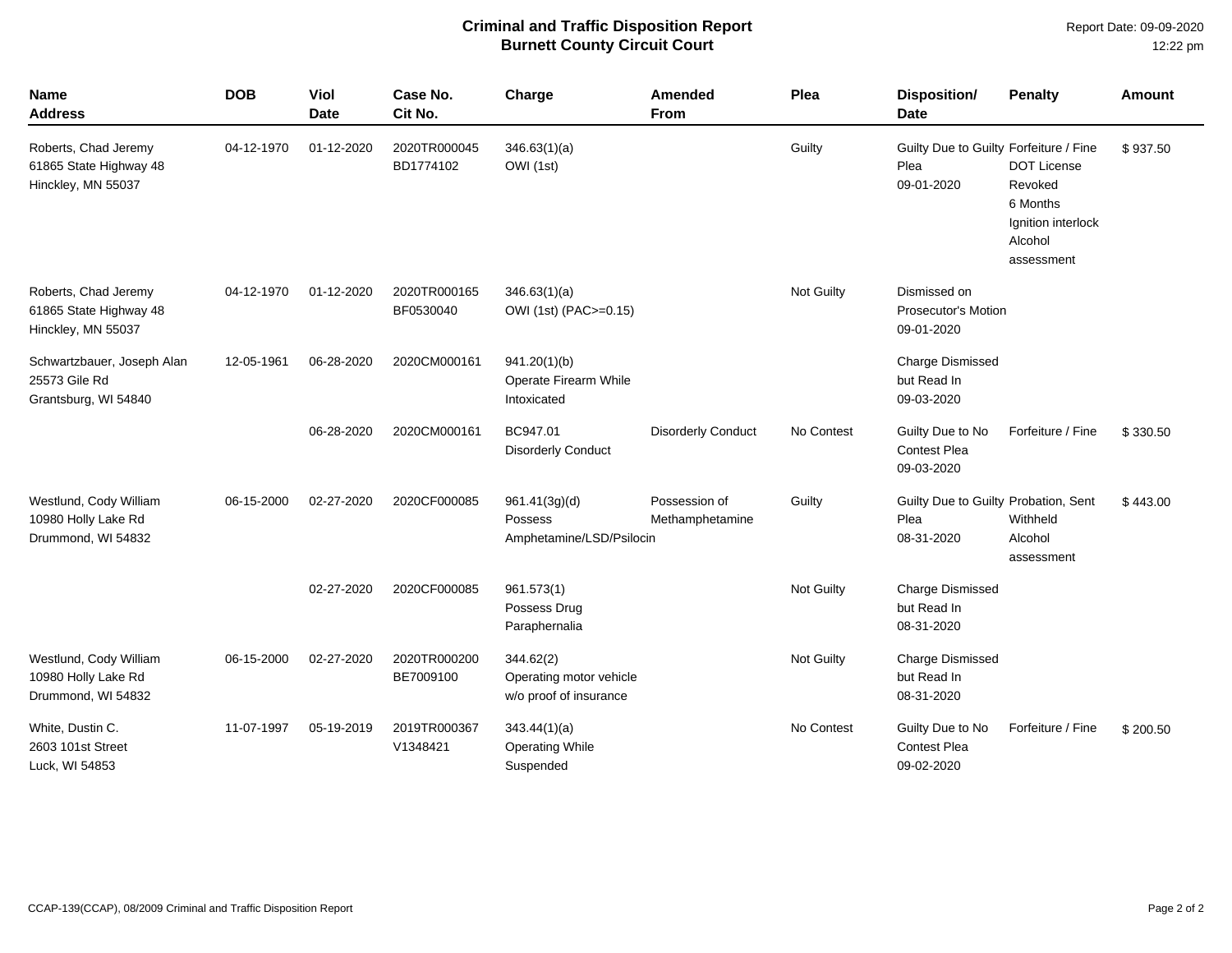**Criminal and Traffic Disposition Report**
**Burnett County Circuit Court**

Report Date: 09-09-2020
12:22 pm

| Name<br>Address | DOB | Viol Date | Case No.<br>Cit No. | Charge | Amended From | Plea | Disposition/<br>Date | Penalty | Amount |
|---|---|---|---|---|---|---|---|---|---|
| Roberts, Chad Jeremy<br>61865 State Highway 48<br>Hinckley, MN 55037 | 04-12-1970 | 01-12-2020 | 2020TR000045<br>BD1774102 | 346.63(1)(a)<br>OWI (1st) | | Guilty | Guilty Due to Guilty Plea<br>09-01-2020 | Forfeiture / Fine<br>DOT License Revoked<br>6 Months<br>Ignition interlock<br>Alcohol assessment | $ 937.50 |
| Roberts, Chad Jeremy<br>61865 State Highway 48<br>Hinckley, MN 55037 | 04-12-1970 | 01-12-2020 | 2020TR000165<br>BF0530040 | 346.63(1)(a)<br>OWI (1st) (PAC>=0.15) | | Not Guilty | Dismissed on Prosecutor's Motion<br>09-01-2020 | | |
| Schwartzbauer, Joseph Alan<br>25573 Gile Rd<br>Grantsburg, WI 54840 | 12-05-1961 | 06-28-2020 | 2020CM000161 | 941.20(1)(b)<br>Operate Firearm While Intoxicated | | | Charge Dismissed but Read In<br>09-03-2020 | | |
| | | 06-28-2020 | 2020CM000161 | BC947.01<br>Disorderly Conduct | Disorderly Conduct | No Contest | Guilty Due to No Contest Plea<br>09-03-2020 | Forfeiture / Fine | $ 330.50 |
| Westlund, Cody William<br>10980 Holly Lake Rd<br>Drummond, WI 54832 | 06-15-2000 | 02-27-2020 | 2020CF000085 | 961.41(3g)(d)<br>Possess Amphetamine/LSD/Psilocin | Possession of Methamphetamine | Guilty | Guilty Due to Guilty Plea<br>08-31-2020 | Probation, Sent Withheld<br>Alcohol assessment | $ 443.00 |
| | | 02-27-2020 | 2020CF000085 | 961.573(1)<br>Possess Drug Paraphernalia | | Not Guilty | Charge Dismissed but Read In<br>08-31-2020 | | |
| Westlund, Cody William<br>10980 Holly Lake Rd<br>Drummond, WI 54832 | 06-15-2000 | 02-27-2020 | 2020TR000200<br>BE7009100 | 344.62(2)<br>Operating motor vehicle w/o proof of insurance | | Not Guilty | Charge Dismissed but Read In<br>08-31-2020 | | |
| White, Dustin C.<br>2603 101st Street<br>Luck, WI 54853 | 11-07-1997 | 05-19-2019 | 2019TR000367<br>V1348421 | 343.44(1)(a)<br>Operating While Suspended | | No Contest | Guilty Due to No Contest Plea<br>09-02-2020 | Forfeiture / Fine | $ 200.50 |

CCAP-139(CCAP), 08/2009 Criminal and Traffic Disposition Report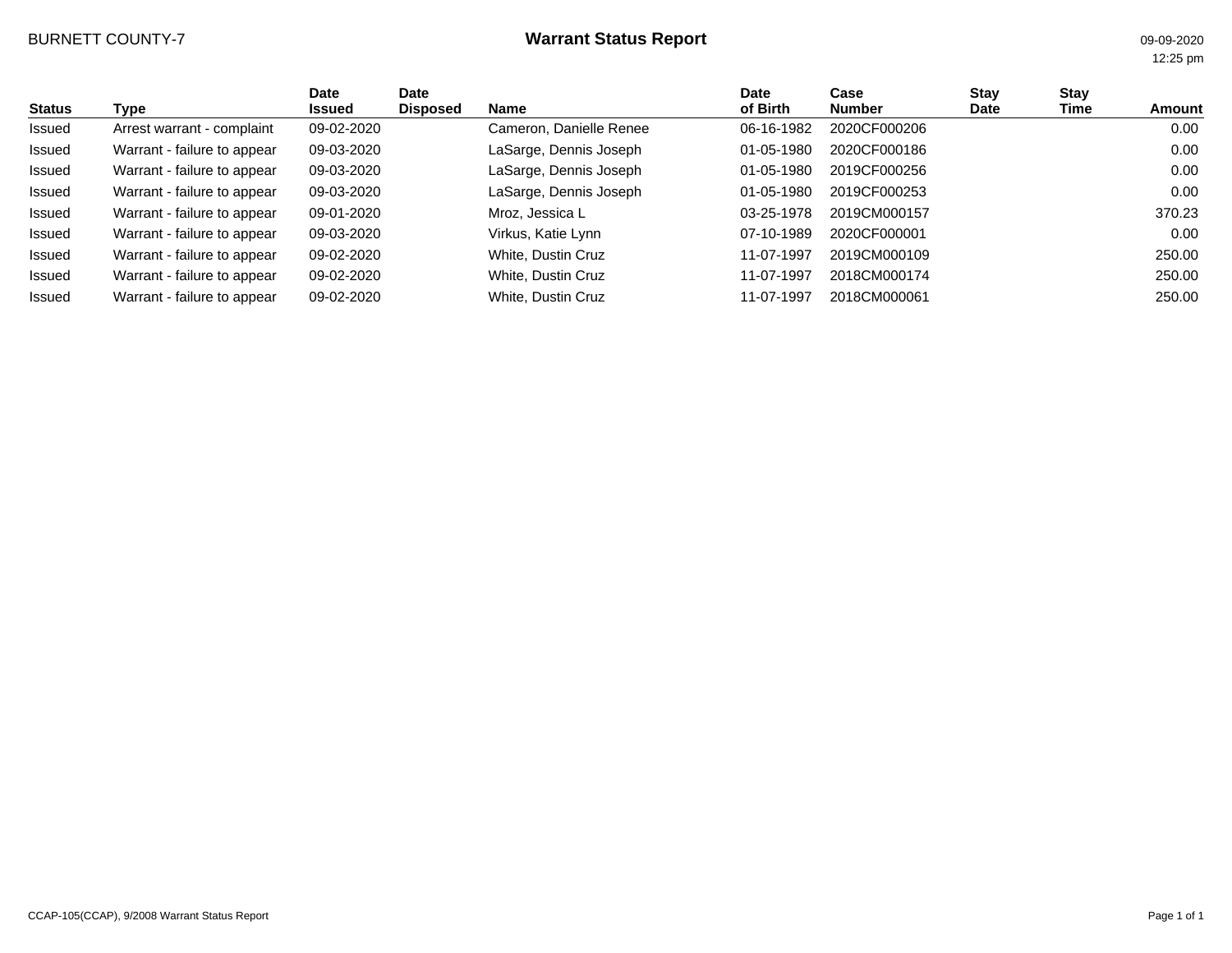BURNETT COUNTY-7

# Warrant Status Report

09-09-2020
12:25 pm

| Status | Type | Date Issued | Date Disposed | Name | Date of Birth | Case Number | Stay Date | Stay Time | Amount |
|---|---|---|---|---|---|---|---|---|---|
| Issued | Arrest warrant - complaint | 09-02-2020 | | Cameron, Danielle Renee | 06-16-1982 | 2020CF000206 | | | 0.00 |
| Issued | Warrant - failure to appear | 09-03-2020 | | LaSarge, Dennis Joseph | 01-05-1980 | 2020CF000186 | | | 0.00 |
| Issued | Warrant - failure to appear | 09-03-2020 | | LaSarge, Dennis Joseph | 01-05-1980 | 2019CF000256 | | | 0.00 |
| Issued | Warrant - failure to appear | 09-03-2020 | | LaSarge, Dennis Joseph | 01-05-1980 | 2019CF000253 | | | 0.00 |
| Issued | Warrant - failure to appear | 09-01-2020 | | Mroz, Jessica L | 03-25-1978 | 2019CM000157 | | | 370.23 |
| Issued | Warrant - failure to appear | 09-03-2020 | | Virkus, Katie Lynn | 07-10-1989 | 2020CF000001 | | | 0.00 |
| Issued | Warrant - failure to appear | 09-02-2020 | | White, Dustin Cruz | 11-07-1997 | 2019CM000109 | | | 250.00 |
| Issued | Warrant - failure to appear | 09-02-2020 | | White, Dustin Cruz | 11-07-1997 | 2018CM000174 | | | 250.00 |
| Issued | Warrant - failure to appear | 09-02-2020 | | White, Dustin Cruz | 11-07-1997 | 2018CM000061 | | | 250.00 |

CCAP-105(CCAP), 9/2008 Warrant Status Report